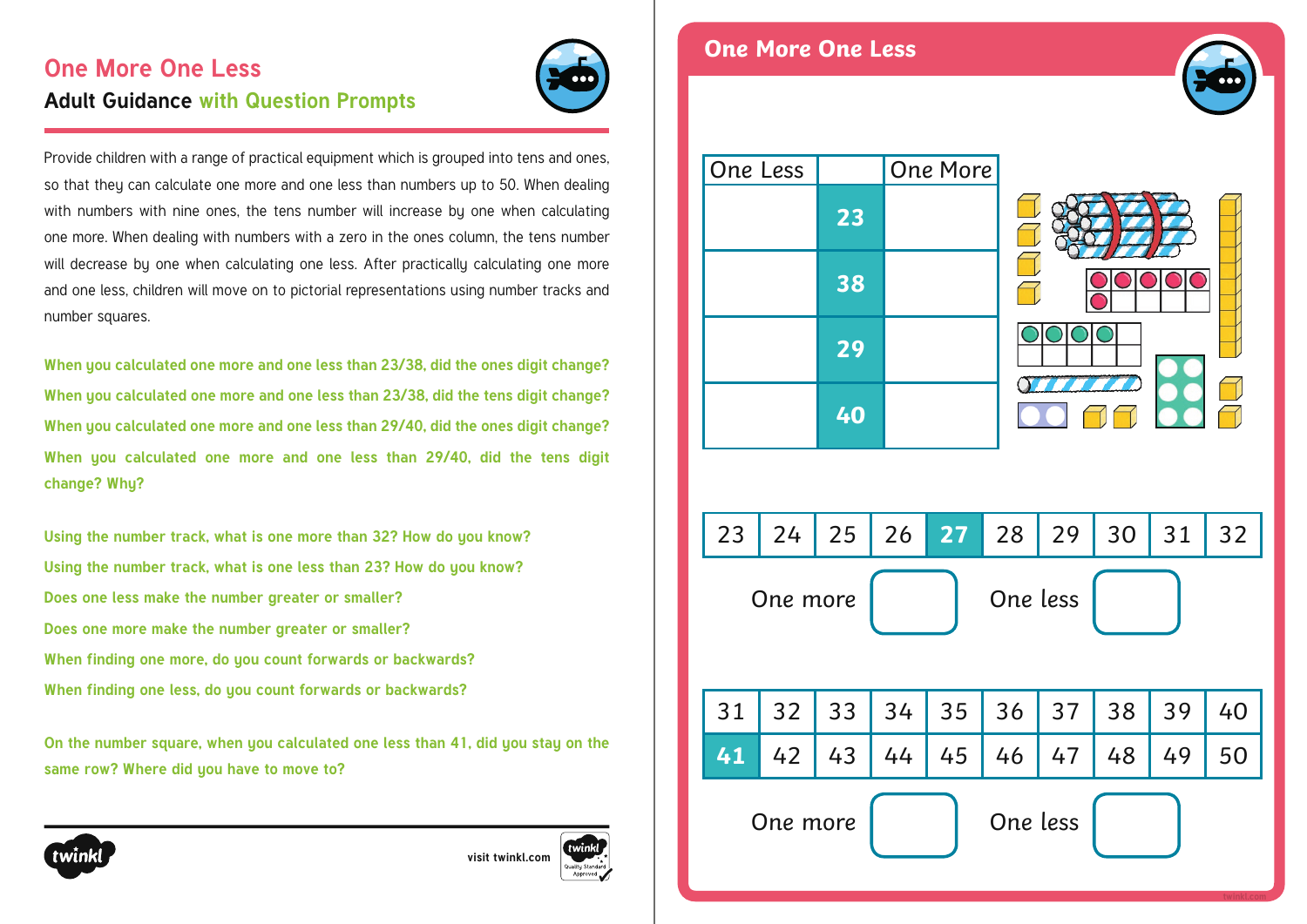# One More One Less

## Adult Guidance with Question Prompts

Provide children with a range of practical equipment which is grouped into tens and ones, so that they can calculate one more and one less than numbers up to 50. When dealing with numbers with nine ones, the tens number will increase by one when calculating one more. When dealing with numbers with a zero in the ones column, the tens number will decrease by one when calculating one less. After practically calculating one more and one less, children will move on to pictorial representations using number tracks and number squares.

**When you calculated one more and one less than 23/38, did the ones digit change?**

**When you calculated one more and one less than 23/38, did the tens digit change?**

**When you calculated one more and one less than 29/40, did the ones digit change?**

**When you calculated one more and one less than 29/40, did the tens digit change? Why?**

**Using the number track, what is one more than 32? How do you know?**

**Using the number track, what is one less than 23? How do you know?**

**Does one less make the number greater or smaller?**

**Does one more make the number greater or smaller?**

**When finding one more, do you count forwards or backwards?**

**When finding one less, do you count forwards or backwards?**

**On the number square, when you calculated one less than 41, did you stay on the same row? Where did you have to move to?**

visit twinkl.com

# One More One Less

| One Less | | One More |
|---|---|---|
| | **23** | |
| | **38** | |
| | **29** | |
| | **40** | |

| 23 | 24 | 25 | 26 | **27** | 28 | 29 | 30 | 31 | 32 |
|---|---|---|---|---|---|---|---|---|---|

One more ☐ One less ☐

| 31 | 32 | 33 | 34 | 35 | 36 | 37 | 38 | 39 | 40 |
|---|---|---|---|---|---|---|---|---|---|
| **41** | 42 | 43 | 44 | 45 | 46 | 47 | 48 | 49 | 50 |

One more ☐ One less ☐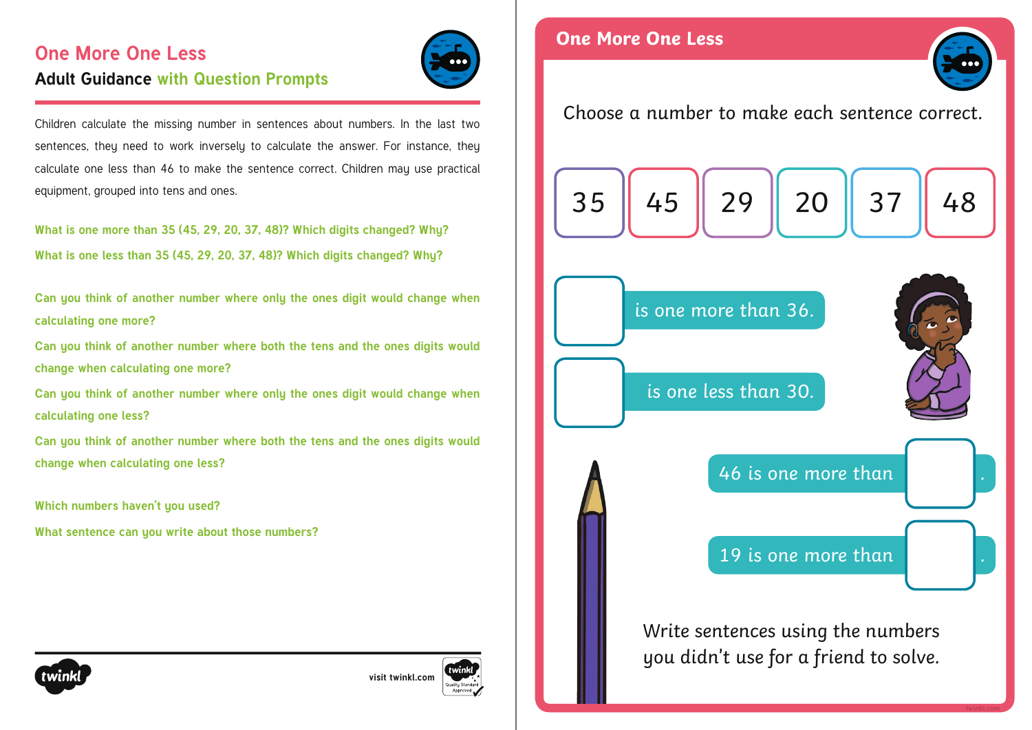# One More One Less

## Adult Guidance with Question Prompts

Children calculate the missing number in sentences about numbers. In the last two sentences, they need to work inversely to calculate the answer. For instance, they calculate one less than 46 to make the sentence correct. Children may use practical equipment, grouped into tens and ones.

**What is one more than 35 (45, 29, 20, 37, 48)? Which digits changed? Why?**

**What is one less than 35 (45, 29, 20, 37, 48)? Which digits changed? Why?**

**Can you think of another number where only the ones digit would change when calculating one more?**

**Can you think of another number where both the tens and the ones digits would change when calculating one more?**

**Can you think of another number where only the ones digit would change when calculating one less?**

**Can you think of another number where both the tens and the ones digits would change when calculating one less?**

**Which numbers haven't you used?**

**What sentence can you write about those numbers?**

visit twinkl.com

# One More One Less

Choose a number to make each sentence correct.

| 35 | 45 | 29 | 20 | 37 | 48 |
|---|---|---|---|---|---|

☐ is one more than 36.

☐ is one less than 30.

46 is one more than ☐.

19 is one more than ☐.

Write sentences using the numbers you didn't use for a friend to solve.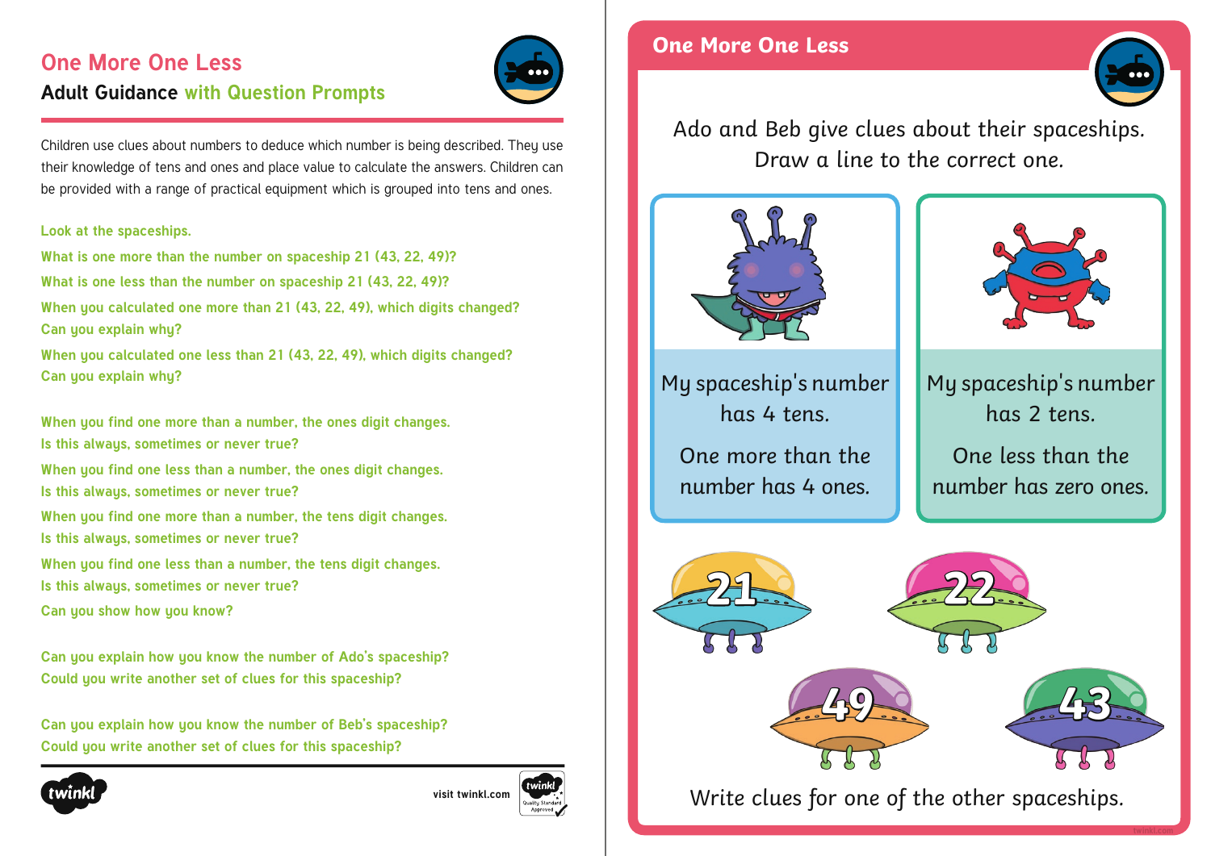# One More One Less

## Adult Guidance with Question Prompts

Children use clues about numbers to deduce which number is being described. They use their knowledge of tens and ones and place value to calculate the answers. Children can be provided with a range of practical equipment which is grouped into tens and ones.

**Look at the spaceships.**

**What is one more than the number on spaceship 21 (43, 22, 49)?**

**What is one less than the number on spaceship 21 (43, 22, 49)?**

**When you calculated one more than 21 (43, 22, 49), which digits changed? Can you explain why?**

**When you calculated one less than 21 (43, 22, 49), which digits changed? Can you explain why?**

**When you find one more than a number, the ones digit changes. Is this always, sometimes or never true?**

**When you find one less than a number, the ones digit changes. Is this always, sometimes or never true?**

**When you find one more than a number, the tens digit changes. Is this always, sometimes or never true?**

**When you find one less than a number, the tens digit changes. Is this always, sometimes or never true?**

**Can you show how you know?**

**Can you explain how you know the number of Ado's spaceship?**

**Could you write another set of clues for this spaceship?**

**Can you explain how you know the number of Beb's spaceship?**

**Could you write another set of clues for this spaceship?**

# One More One Less

Ado and Beb give clues about their spaceships. Draw a line to the correct one.

My spaceship's number has 4 tens.

One more than the number has 4 ones.

My spaceship's number has 2 tens.

One less than the number has zero ones.

21

22

49

43

Write clues for one of the other spaceships.